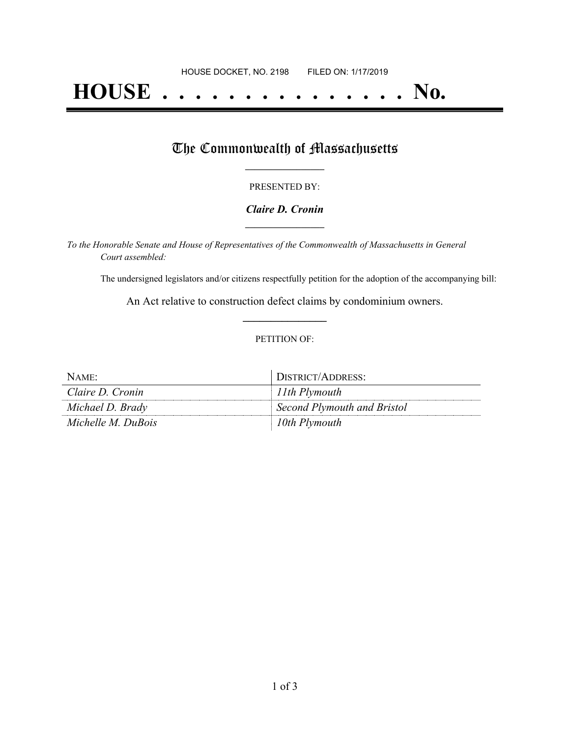HOUSE DOCKET, NO. 2198        FILED ON: 1/17/2019

# HOUSE . . . . . . . . . . . . . . . No.

## The Commonwealth of Massachusetts

PRESENTED BY:

***Claire D. Cronin***

*To the Honorable Senate and House of Representatives of the Commonwealth of Massachusetts in General Court assembled:*

The undersigned legislators and/or citizens respectfully petition for the adoption of the accompanying bill:

An Act relative to construction defect claims by condominium owners.

PETITION OF:

| NAME: | DISTRICT/ADDRESS: |
|---|---|
| *Claire D. Cronin* | *11th Plymouth* |
| *Michael D. Brady* | *Second Plymouth and Bristol* |
| *Michelle M. DuBois* | *10th Plymouth* |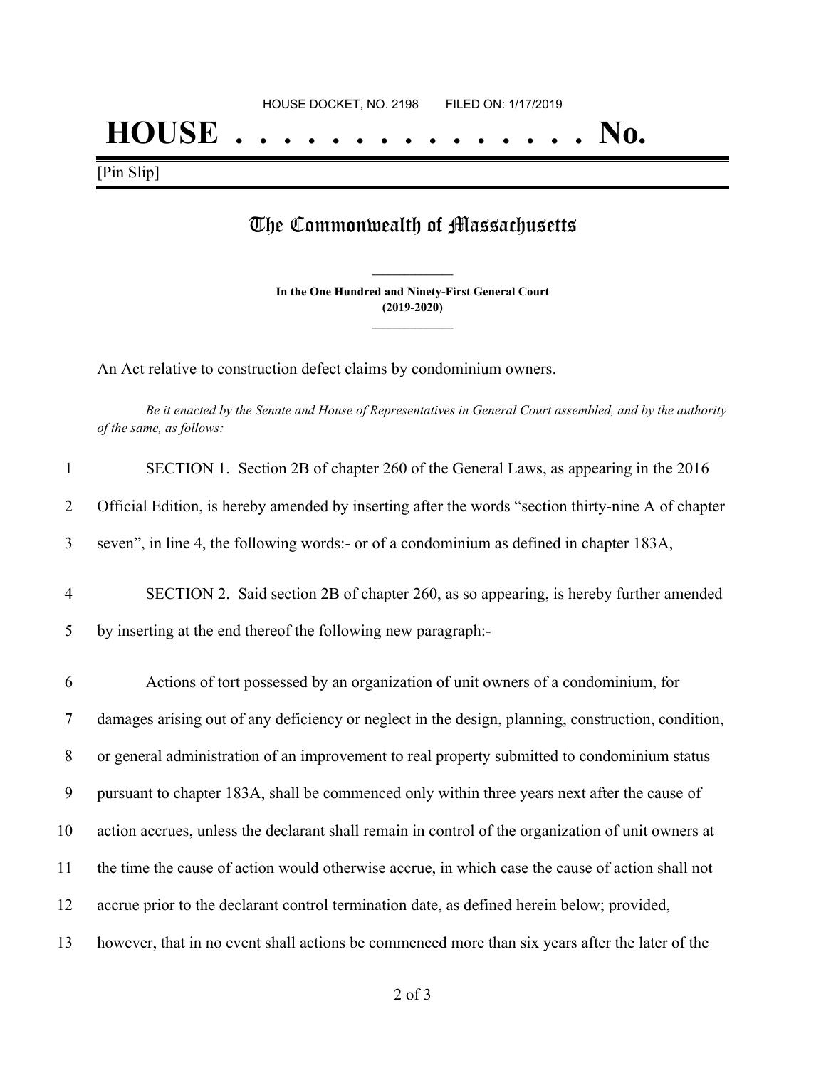HOUSE DOCKET, NO. 2198        FILED ON: 1/17/2019

# HOUSE . . . . . . . . . . . . . . . No.

[Pin Slip]

## The Commonwealth of Massachusetts

**In the One Hundred and Ninety-First General Court**
**(2019-2020)**

An Act relative to construction defect claims by condominium owners.

*Be it enacted by the Senate and House of Representatives in General Court assembled, and by the authority of the same, as follows:*

1 SECTION 1. Section 2B of chapter 260 of the General Laws, as appearing in the 2016
2 Official Edition, is hereby amended by inserting after the words "section thirty-nine A of chapter
3 seven", in line 4, the following words:- or of a condominium as defined in chapter 183A,

4 SECTION 2. Said section 2B of chapter 260, as so appearing, is hereby further amended
5 by inserting at the end thereof the following new paragraph:-

6 Actions of tort possessed by an organization of unit owners of a condominium, for
7 damages arising out of any deficiency or neglect in the design, planning, construction, condition,
8 or general administration of an improvement to real property submitted to condominium status
9 pursuant to chapter 183A, shall be commenced only within three years next after the cause of
10 action accrues, unless the declarant shall remain in control of the organization of unit owners at
11 the time the cause of action would otherwise accrue, in which case the cause of action shall not
12 accrue prior to the declarant control termination date, as defined herein below; provided,
13 however, that in no event shall actions be commenced more than six years after the later of the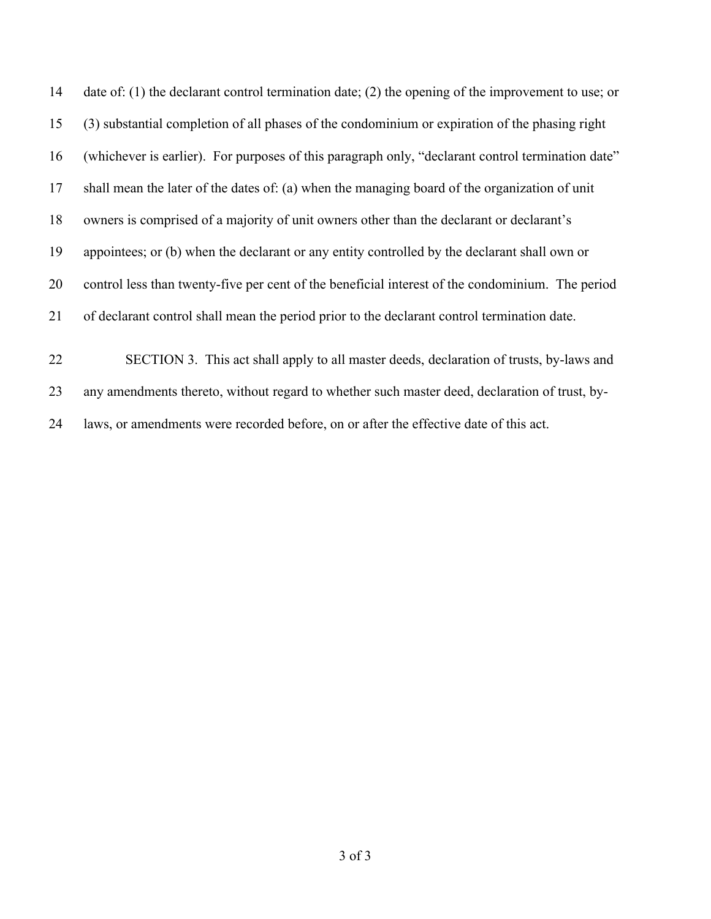date of: (1) the declarant control termination date; (2) the opening of the improvement to use; or (3) substantial completion of all phases of the condominium or expiration of the phasing right (whichever is earlier). For purposes of this paragraph only, “declarant control termination date” shall mean the later of the dates of: (a) when the managing board of the organization of unit owners is comprised of a majority of unit owners other than the declarant or declarant’s appointees; or (b) when the declarant or any entity controlled by the declarant shall own or control less than twenty-five per cent of the beneficial interest of the condominium. The period of declarant control shall mean the period prior to the declarant control termination date.

SECTION 3. This act shall apply to all master deeds, declaration of trusts, by-laws and any amendments thereto, without regard to whether such master deed, declaration of trust, by-laws, or amendments were recorded before, on or after the effective date of this act.